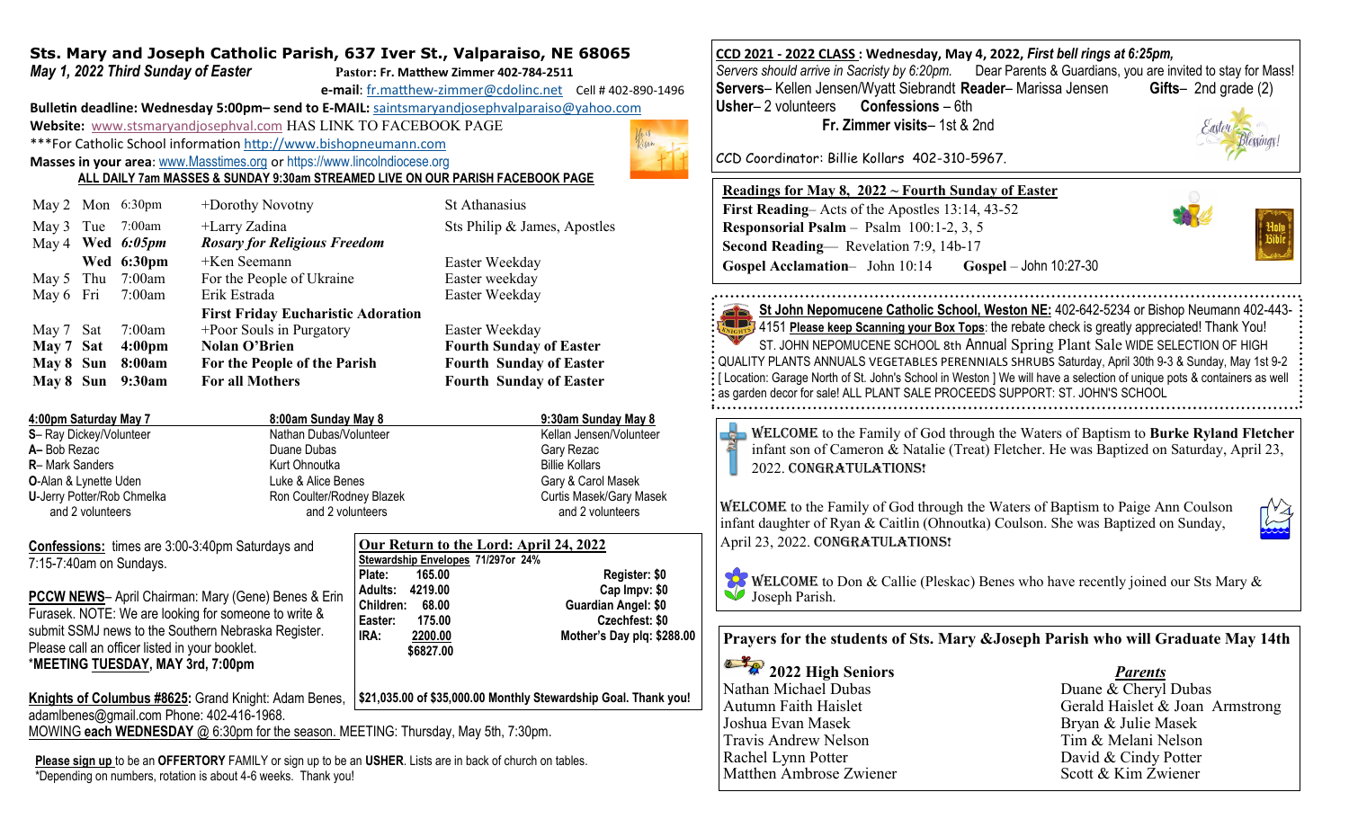## Sts. Mary and Joseph Catholic Parish, 637 Iver St., Valparaiso, NE 68065

***May 1, 2022 Third Sunday of Easter*** **Pastor: Fr. Matthew Zimmer 402-784-2511**

**e-mail**: fr.matthew-zimmer@cdolinc.net Cell # 402-890-1496

**Bulletin deadline: Wednesday 5:00pm– send to E-MAIL:** saintsmaryandjosephvalparaiso@yahoo.com

**Website:** www.stsmaryandjosephval.com HAS LINK TO FACEBOOK PAGE

***For Catholic School information http://www.bishopneumann.com

**Masses in your area**: www.Masstimes.org or https://www.lincolndiocese.org

**ALL DAILY 7am MASSES & SUNDAY 9:30am STREAMED LIVE ON OUR PARISH FACEBOOK PAGE**

| | | | | |
|---|---|---|---|---|
| May 2 | Mon | 6:30pm | +Dorothy Novotny | St Athanasius |
| May 3 | Tue | 7:00am | +Larry Zadina | Sts Philip & James, Apostles |
| May 4 | **Wed** | ***6:05pm*** | ***Rosary for Religious Freedom*** | |
| | **Wed** | **6:30pm** | +Ken Seemann | Easter Weekday |
| May 5 | Thu | 7:00am | For the People of Ukraine | Easter weekday |
| May 6 | Fri | 7:00am | Erik Estrada | Easter Weekday |
| | | | **First Friday Eucharistic Adoration** | |
| May 7 | Sat | 7:00am | +Poor Souls in Purgatory | Easter Weekday |
| **May 7** | **Sat** | **4:00pm** | **Nolan O'Brien** | **Fourth Sunday of Easter** |
| **May 8** | **Sun** | **8:00am** | **For the People of the Parish** | **Fourth Sunday of Easter** |
| **May 8** | **Sun** | **9:30am** | **For all Mothers** | **Fourth Sunday of Easter** |

| 4:00pm Saturday May 7 | 8:00am Sunday May 8 | 9:30am Sunday May 8 |
|---|---|---|
| **S**– Ray Dickey/Volunteer | Nathan Dubas/Volunteer | Kellan Jensen/Volunteer |
| **A**– Bob Rezac | Duane Dubas | Gary Rezac |
| **R**– Mark Sanders | Kurt Ohnoutka | Billie Kollars |
| **O**-Alan & Lynette Uden | Luke & Alice Benes | Gary & Carol Masek |
| **U**-Jerry Potter/Rob Chmelka | Ron Coulter/Rodney Blazek | Curtis Masek/Gary Masek |
| and 2 volunteers | and 2 volunteers | and 2 volunteers |

**Confessions:** times are 3:00-3:40pm Saturdays and 7:15-7:40am on Sundays.

**PCCW NEWS**– April Chairman: Mary (Gene) Benes & Erin Furasek. NOTE: We are looking for someone to write & submit SSMJ news to the Southern Nebraska Register. Please call an officer listed in your booklet.
***MEETING TUESDAY, MAY 3rd, 7:00pm**

**Our Return to the Lord: April 24, 2022**

**Stewardship Envelopes 71/297or 24%**

| | | |
|---|---|---|
| **Plate:** | **165.00** | **Register: $0** |
| **Adults:** | **4219.00** | **Cap Impv: $0** |
| **Children:** | **68.00** | **Guardian Angel: $0** |
| **Easter:** | **175.00** | **Czechfest: $0** |
| **IRA:** | **2200.00** | **Mother's Day plq: $288.00** |
| | **$6827.00** | |

**$21,035.00 of $35,000.00 Monthly Stewardship Goal. Thank you!**

**Knights of Columbus #8625:** Grand Knight: Adam Benes, adamlbenes@gmail.com Phone: 402-416-1968.
MOWING **each WEDNESDAY** @ 6:30pm for the season. MEETING: Thursday, May 5th, 7:30pm.

**Please sign up** to be an **OFFERTORY** FAMILY or sign up to be an **USHER**. Lists are in back of church on tables.
*Depending on numbers, rotation is about 4-6 weeks. Thank you!

**CCD 2021 - 2022 CLASS : Wednesday, May 4, 2022, *First bell rings at 6:25pm,***
*Servers should arrive in Sacristy by 6:20pm.* Dear Parents & Guardians, you are invited to stay for Mass!
**Servers**– Kellen Jensen/Wyatt Siebrandt **Reader**– Marissa Jensen **Gifts**– 2nd grade (2)
**Usher**– 2 volunteers **Confessions** – 6th
**Fr. Zimmer visits**– 1st & 2nd

CCD Coordinator: Billie Kollars 402-310-5967.

**Readings for May 8, 2022 ~ Fourth Sunday of Easter**
**First Reading**– Acts of the Apostles 13:14, 43-52
**Responsorial Psalm** – Psalm 100:1-2, 3, 5
**Second Reading**— Revelation 7:9, 14b-17
**Gospel Acclamation**– John 10:14 **Gospel** – John 10:27-30

**St John Nepomucene Catholic School, Weston NE:** 402-642-5234 or Bishop Neumann 402-443-4151 **Please keep Scanning your Box Tops**: the rebate check is greatly appreciated! Thank You!
ST. JOHN NEPOMUCENE SCHOOL 8th Annual Spring Plant Sale WIDE SELECTION OF HIGH QUALITY PLANTS ANNUALS VEGETABLES PERENNIALS SHRUBS Saturday, April 30th 9-3 & Sunday, May 1st 9-2 [ Location: Garage North of St. John's School in Weston ] We will have a selection of unique pots & containers as well as garden decor for sale! ALL PLANT SALE PROCEEDS SUPPORT: ST. JOHN'S SCHOOL

WELCOME to the Family of God through the Waters of Baptism to **Burke Ryland Fletcher** infant son of Cameron & Natalie (Treat) Fletcher. He was Baptized on Saturday, April 23, 2022. CONGRATULATIONS!

WELCOME to the Family of God through the Waters of Baptism to Paige Ann Coulson infant daughter of Ryan & Caitlin (Ohnoutka) Coulson. She was Baptized on Sunday, April 23, 2022. CONGRATULATIONS!

WELCOME to Don & Callie (Pleskac) Benes who have recently joined our Sts Mary & Joseph Parish.

**Prayers for the students of Sts. Mary &Joseph Parish who will Graduate May 14th**

| **2022 High Seniors** | ***Parents*** |
|---|---|
| Nathan Michael Dubas | Duane & Cheryl Dubas |
| Autumn Faith Haislet | Gerald Haislet & Joan Armstrong |
| Joshua Evan Masek | Bryan & Julie Masek |
| Travis Andrew Nelson | Tim & Melani Nelson |
| Rachel Lynn Potter | David & Cindy Potter |
| Matthen Ambrose Zwiener | Scott & Kim Zwiener |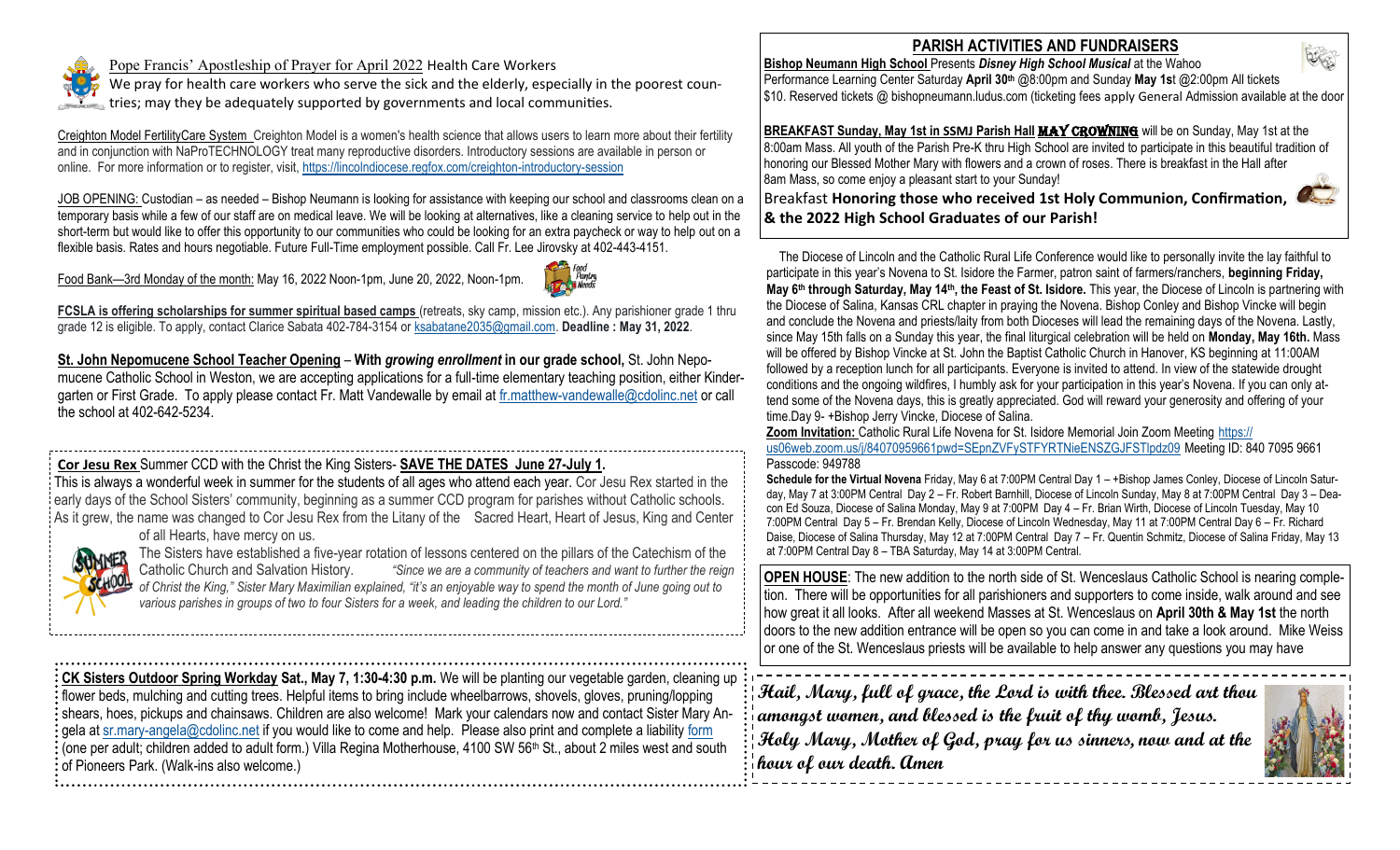Pope Francis' Apostleship of Prayer for April 2022 Health Care Workers

We pray for health care workers who serve the sick and the elderly, especially in the poorest countries; may they be adequately supported by governments and local communities.

Creighton Model FertilityCare System Creighton Model is a women's health science that allows users to learn more about their fertility and in conjunction with NaProTECHNOLOGY treat many reproductive disorders. Introductory sessions are available in person or online. For more information or to register, visit, https://lincolndiocese.regfox.com/creighton-introductory-session

JOB OPENING: Custodian – as needed – Bishop Neumann is looking for assistance with keeping our school and classrooms clean on a temporary basis while a few of our staff are on medical leave. We will be looking at alternatives, like a cleaning service to help out in the short-term but would like to offer this opportunity to our communities who could be looking for an extra paycheck or way to help out on a flexible basis. Rates and hours negotiable. Future Full-Time employment possible. Call Fr. Lee Jirovsky at 402-443-4151.

Food Bank—3rd Monday of the month: May 16, 2022 Noon-1pm, June 20, 2022, Noon-1pm.

**FCSLA is offering scholarships for summer spiritual based camps** (retreats, sky camp, mission etc.). Any parishioner grade 1 thru grade 12 is eligible. To apply, contact Clarice Sabata 402-784-3154 or ksabatane2035@gmail.com. **Deadline : May 31, 2022**.

**St. John Nepomucene School Teacher Opening – With *growing enrollment* in our grade school,** St. John Nepomucene Catholic School in Weston, we are accepting applications for a full-time elementary teaching position, either Kindergarten or First Grade. To apply please contact Fr. Matt Vandewalle by email at fr.matthew-vandewalle@cdolinc.net or call the school at 402-642-5234.

**Cor Jesu Rex** Summer CCD with the Christ the King Sisters- **SAVE THE DATES June 27-July 1.**

This is always a wonderful week in summer for the students of all ages who attend each year. Cor Jesu Rex started in the early days of the School Sisters' community, beginning as a summer CCD program for parishes without Catholic schools. As it grew, the name was changed to Cor Jesu Rex from the Litany of the Sacred Heart, Heart of Jesus, King and Center of all Hearts, have mercy on us.

The Sisters have established a five-year rotation of lessons centered on the pillars of the Catechism of the Catholic Church and Salvation History. *"Since we are a community of teachers and want to further the reign of Christ the King," Sister Mary Maximilian explained, "it's an enjoyable way to spend the month of June going out to various parishes in groups of two to four Sisters for a week, and leading the children to our Lord."*

**CK Sisters Outdoor Spring Workday Sat., May 7, 1:30-4:30 p.m.** We will be planting our vegetable garden, cleaning up flower beds, mulching and cutting trees. Helpful items to bring include wheelbarrows, shovels, gloves, pruning/lopping shears, hoes, pickups and chainsaws. Children are also welcome! Mark your calendars now and contact Sister Mary Angela at sr.mary-angela@cdolinc.net if you would like to come and help. Please also print and complete a liability form (one per adult; children added to adult form.) Villa Regina Motherhouse, 4100 SW 56th St., about 2 miles west and south of Pioneers Park. (Walk-ins also welcome.)

## PARISH ACTIVITIES AND FUNDRAISERS

**Bishop Neumann High School** Presents ***Disney High School Musical*** at the Wahoo Performance Learning Center Saturday **April 30th** @8:00pm and Sunday **May 1s**t @2:00pm All tickets $10. Reserved tickets @ bishopneumann.ludus.com (ticketing fees apply General Admission available at the door

**BREAKFAST Sunday, May 1st in SSMJ Parish Hall** **MAY CROWNING** will be on Sunday, May 1st at the 8:00am Mass. All youth of the Parish Pre-K thru High School are invited to participate in this beautiful tradition of honoring our Blessed Mother Mary with flowers and a crown of roses. There is breakfast in the Hall after 8am Mass, so come enjoy a pleasant start to your Sunday!

Breakfast **Honoring those who received 1st Holy Communion, Confirmation, & the 2022 High School Graduates of our Parish!**

The Diocese of Lincoln and the Catholic Rural Life Conference would like to personally invite the lay faithful to participate in this year's Novena to St. Isidore the Farmer, patron saint of farmers/ranchers, **beginning Friday, May 6th through Saturday, May 14th, the Feast of St. Isidore.** This year, the Diocese of Lincoln is partnering with the Diocese of Salina, Kansas CRL chapter in praying the Novena. Bishop Conley and Bishop Vincke will begin and conclude the Novena and priests/laity from both Dioceses will lead the remaining days of the Novena. Lastly, since May 15th falls on a Sunday this year, the final liturgical celebration will be held on **Monday, May 16th.** Mass will be offered by Bishop Vincke at St. John the Baptist Catholic Church in Hanover, KS beginning at 11:00AM followed by a reception lunch for all participants. Everyone is invited to attend. In view of the statewide drought conditions and the ongoing wildfires, I humbly ask for your participation in this year's Novena. If you can only attend some of the Novena days, this is greatly appreciated. God will reward your generosity and offering of your time.Day 9- +Bishop Jerry Vincke, Diocese of Salina.

**Zoom Invitation:** Catholic Rural Life Novena for St. Isidore Memorial Join Zoom Meeting https://us06web.zoom.us/j/84070959661pwd=SEpnZVFySTFYRTNieENSZGJFSTlpdz09 Meeting ID: 840 7095 9661 Passcode: 949788

**Schedule for the Virtual Novena** Friday, May 6 at 7:00PM Central Day 1 – +Bishop James Conley, Diocese of Lincoln Saturday, May 7 at 3:00PM Central Day 2 – Fr. Robert Barnhill, Diocese of Lincoln Sunday, May 8 at 7:00PM Central Day 3 – Deacon Ed Souza, Diocese of Salina Monday, May 9 at 7:00PM Day 4 – Fr. Brian Wirth, Diocese of Lincoln Tuesday, May 10 7:00PM Central Day 5 – Fr. Brendan Kelly, Diocese of Lincoln Wednesday, May 11 at 7:00PM Central Day 6 – Fr. Richard Daise, Diocese of Salina Thursday, May 12 at 7:00PM Central Day 7 – Fr. Quentin Schmitz, Diocese of Salina Friday, May 13 at 7:00PM Central Day 8 – TBA Saturday, May 14 at 3:00PM Central.

**OPEN HOUSE**: The new addition to the north side of St. Wenceslaus Catholic School is nearing completion. There will be opportunities for all parishioners and supporters to come inside, walk around and see how great it all looks. After all weekend Masses at St. Wenceslaus on **April 30th & May 1st** the north doors to the new addition entrance will be open so you can come in and take a look around. Mike Weiss or one of the St. Wenceslaus priests will be available to help answer any questions you may have

**Hail, Mary, full of grace, the Lord is with thee. Blessed art thou amongst women, and blessed is the fruit of thy womb, Jesus. Holy Mary, Mother of God, pray for us sinners, now and at the hour of our death. Amen**